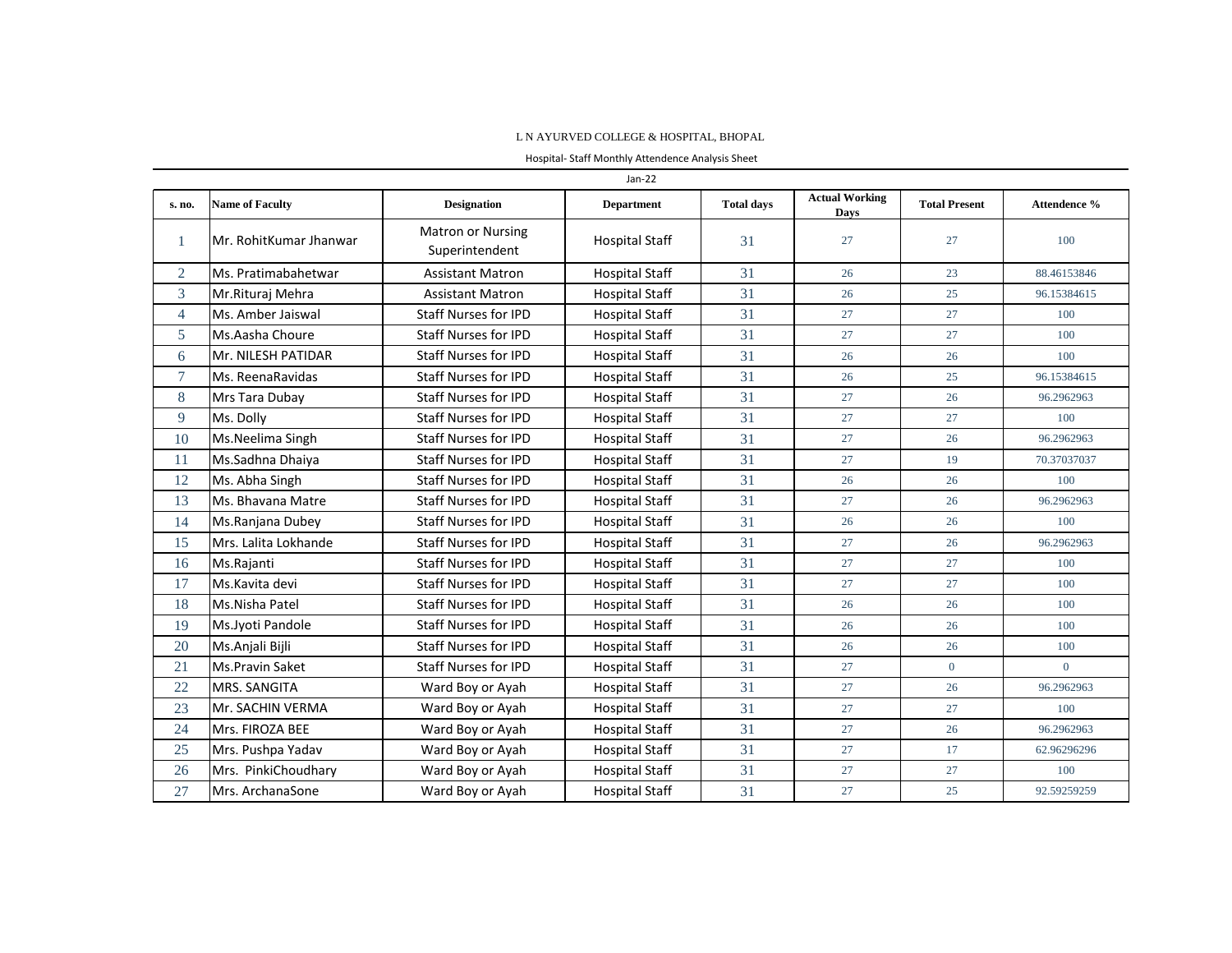L N AYURVED COLLEGE & HOSPITAL, BHOPAL

Hospital- Staff Monthly Attendence Analysis Sheet

Jan-22

| s. no. | Name of Faculty | Designation | Department | Total days | Actual Working Days | Total Present | Attendence % |
|---|---|---|---|---|---|---|---|
| 1 | Mr. RohitKumar Jhanwar | Matron or Nursing Superintendent | Hospital Staff | 31 | 27 | 27 | 100 |
| 2 | Ms. Pratimabahetwar | Assistant Matron | Hospital Staff | 31 | 26 | 23 | 88.46153846 |
| 3 | Mr.Rituraj Mehra | Assistant Matron | Hospital Staff | 31 | 26 | 25 | 96.15384615 |
| 4 | Ms. Amber Jaiswal | Staff Nurses for IPD | Hospital Staff | 31 | 27 | 27 | 100 |
| 5 | Ms.Aasha Choure | Staff Nurses for IPD | Hospital Staff | 31 | 27 | 27 | 100 |
| 6 | Mr. NILESH PATIDAR | Staff Nurses for IPD | Hospital Staff | 31 | 26 | 26 | 100 |
| 7 | Ms. ReenaRavidas | Staff Nurses for IPD | Hospital Staff | 31 | 26 | 25 | 96.15384615 |
| 8 | Mrs Tara Dubay | Staff Nurses for IPD | Hospital Staff | 31 | 27 | 26 | 96.2962963 |
| 9 | Ms. Dolly | Staff Nurses for IPD | Hospital Staff | 31 | 27 | 27 | 100 |
| 10 | Ms.Neelima Singh | Staff Nurses for IPD | Hospital Staff | 31 | 27 | 26 | 96.2962963 |
| 11 | Ms.Sadhna Dhaiya | Staff Nurses for IPD | Hospital Staff | 31 | 27 | 19 | 70.37037037 |
| 12 | Ms. Abha Singh | Staff Nurses for IPD | Hospital Staff | 31 | 26 | 26 | 100 |
| 13 | Ms. Bhavana Matre | Staff Nurses for IPD | Hospital Staff | 31 | 27 | 26 | 96.2962963 |
| 14 | Ms.Ranjana Dubey | Staff Nurses for IPD | Hospital Staff | 31 | 26 | 26 | 100 |
| 15 | Mrs. Lalita Lokhande | Staff Nurses for IPD | Hospital Staff | 31 | 27 | 26 | 96.2962963 |
| 16 | Ms.Rajanti | Staff Nurses for IPD | Hospital Staff | 31 | 27 | 27 | 100 |
| 17 | Ms.Kavita devi | Staff Nurses for IPD | Hospital Staff | 31 | 27 | 27 | 100 |
| 18 | Ms.Nisha Patel | Staff Nurses for IPD | Hospital Staff | 31 | 26 | 26 | 100 |
| 19 | Ms.Jyoti Pandole | Staff Nurses for IPD | Hospital Staff | 31 | 26 | 26 | 100 |
| 20 | Ms.Anjali Bijli | Staff Nurses for IPD | Hospital Staff | 31 | 26 | 26 | 100 |
| 21 | Ms.Pravin Saket | Staff Nurses for IPD | Hospital Staff | 31 | 27 | 0 | 0 |
| 22 | MRS. SANGITA | Ward Boy or Ayah | Hospital Staff | 31 | 27 | 26 | 96.2962963 |
| 23 | Mr. SACHIN VERMA | Ward Boy or Ayah | Hospital Staff | 31 | 27 | 27 | 100 |
| 24 | Mrs. FIROZA BEE | Ward Boy or Ayah | Hospital Staff | 31 | 27 | 26 | 96.2962963 |
| 25 | Mrs. Pushpa Yadav | Ward Boy or Ayah | Hospital Staff | 31 | 27 | 17 | 62.96296296 |
| 26 | Mrs. PinkiChoudhary | Ward Boy or Ayah | Hospital Staff | 31 | 27 | 27 | 100 |
| 27 | Mrs. ArchanaSone | Ward Boy or Ayah | Hospital Staff | 31 | 27 | 25 | 92.59259259 |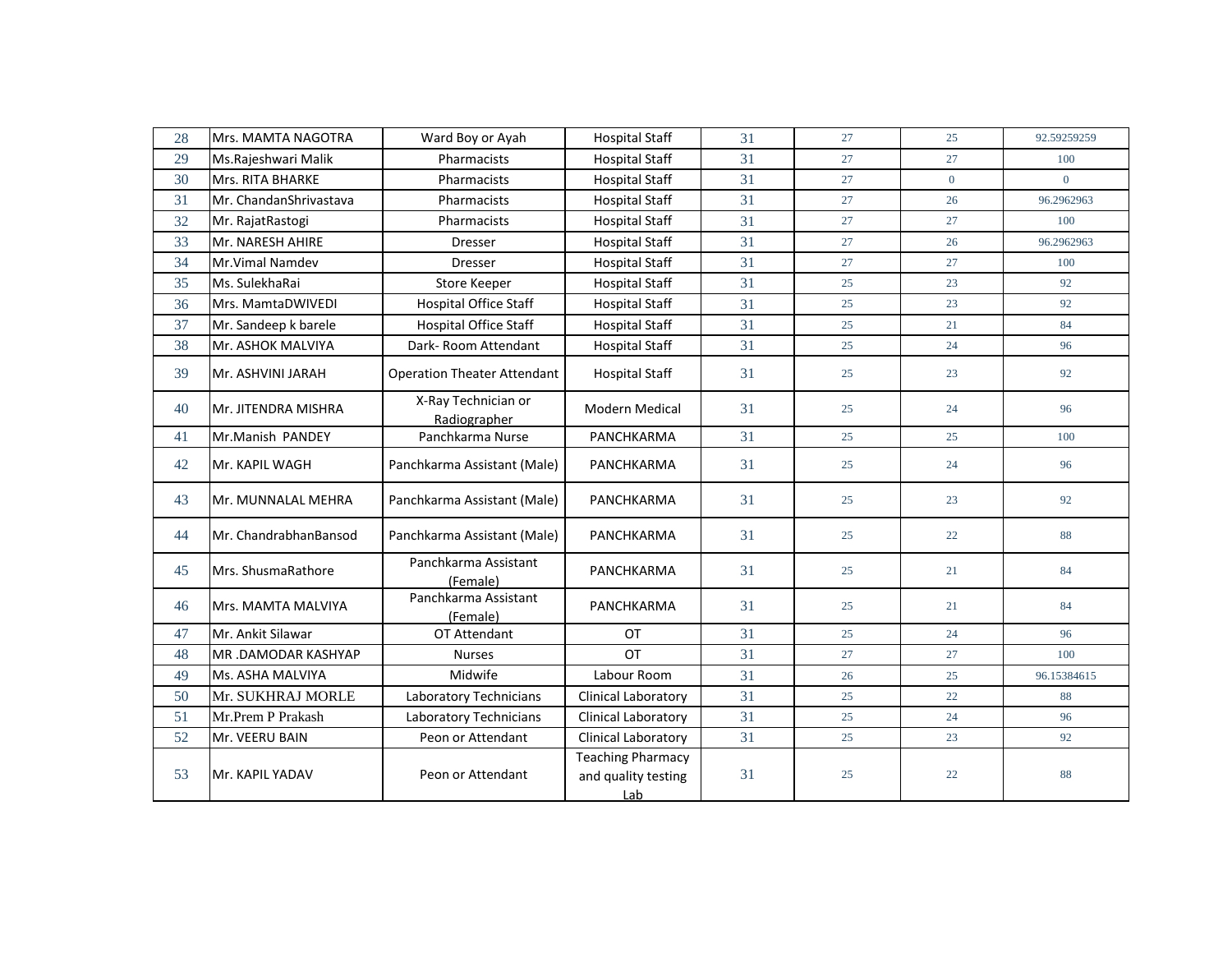| 28 | Mrs. MAMTA NAGOTRA | Ward Boy or Ayah | Hospital Staff | 31 | 27 | 25 | 92.59259259 |
|---|---|---|---|---|---|---|---|
| 29 | Ms.Rajeshwari Malik | Pharmacists | Hospital Staff | 31 | 27 | 27 | 100 |
| 30 | Mrs. RITA BHARKE | Pharmacists | Hospital Staff | 31 | 27 | 0 | 0 |
| 31 | Mr. ChandanShrivastava | Pharmacists | Hospital Staff | 31 | 27 | 26 | 96.2962963 |
| 32 | Mr. RajatRastogi | Pharmacists | Hospital Staff | 31 | 27 | 27 | 100 |
| 33 | Mr. NARESH AHIRE | Dresser | Hospital Staff | 31 | 27 | 26 | 96.2962963 |
| 34 | Mr.Vimal Namdev | Dresser | Hospital Staff | 31 | 27 | 27 | 100 |
| 35 | Ms. SulekhaRai | Store Keeper | Hospital Staff | 31 | 25 | 23 | 92 |
| 36 | Mrs. MamtaDWIVEDI | Hospital Office Staff | Hospital Staff | 31 | 25 | 23 | 92 |
| 37 | Mr. Sandeep k barele | Hospital Office Staff | Hospital Staff | 31 | 25 | 21 | 84 |
| 38 | Mr. ASHOK MALVIYA | Dark- Room Attendant | Hospital Staff | 31 | 25 | 24 | 96 |
| 39 | Mr. ASHVINI JARAH | Operation Theater Attendant | Hospital Staff | 31 | 25 | 23 | 92 |
| 40 | Mr. JITENDRA MISHRA | X-Ray Technician or Radiographer | Modern Medical | 31 | 25 | 24 | 96 |
| 41 | Mr.Manish PANDEY | Panchkarma Nurse | PANCHKARMA | 31 | 25 | 25 | 100 |
| 42 | Mr. KAPIL WAGH | Panchkarma Assistant (Male) | PANCHKARMA | 31 | 25 | 24 | 96 |
| 43 | Mr. MUNNALAL MEHRA | Panchkarma Assistant (Male) | PANCHKARMA | 31 | 25 | 23 | 92 |
| 44 | Mr. ChandrabhanBansod | Panchkarma Assistant (Male) | PANCHKARMA | 31 | 25 | 22 | 88 |
| 45 | Mrs. ShusmaRathore | Panchkarma Assistant (Female) | PANCHKARMA | 31 | 25 | 21 | 84 |
| 46 | Mrs. MAMTA MALVIYA | Panchkarma Assistant (Female) | PANCHKARMA | 31 | 25 | 21 | 84 |
| 47 | Mr. Ankit Silawar | OT Attendant | OT | 31 | 25 | 24 | 96 |
| 48 | MR .DAMODAR KASHYAP | Nurses | OT | 31 | 27 | 27 | 100 |
| 49 | Ms. ASHA MALVIYA | Midwife | Labour Room | 31 | 26 | 25 | 96.15384615 |
| 50 | Mr. SUKHRAJ MORLE | Laboratory Technicians | Clinical Laboratory | 31 | 25 | 22 | 88 |
| 51 | Mr.Prem P Prakash | Laboratory Technicians | Clinical Laboratory | 31 | 25 | 24 | 96 |
| 52 | Mr. VEERU BAIN | Peon or Attendant | Clinical Laboratory | 31 | 25 | 23 | 92 |
| 53 | Mr. KAPIL YADAV | Peon or Attendant | Teaching Pharmacy and quality testing Lab | 31 | 25 | 22 | 88 |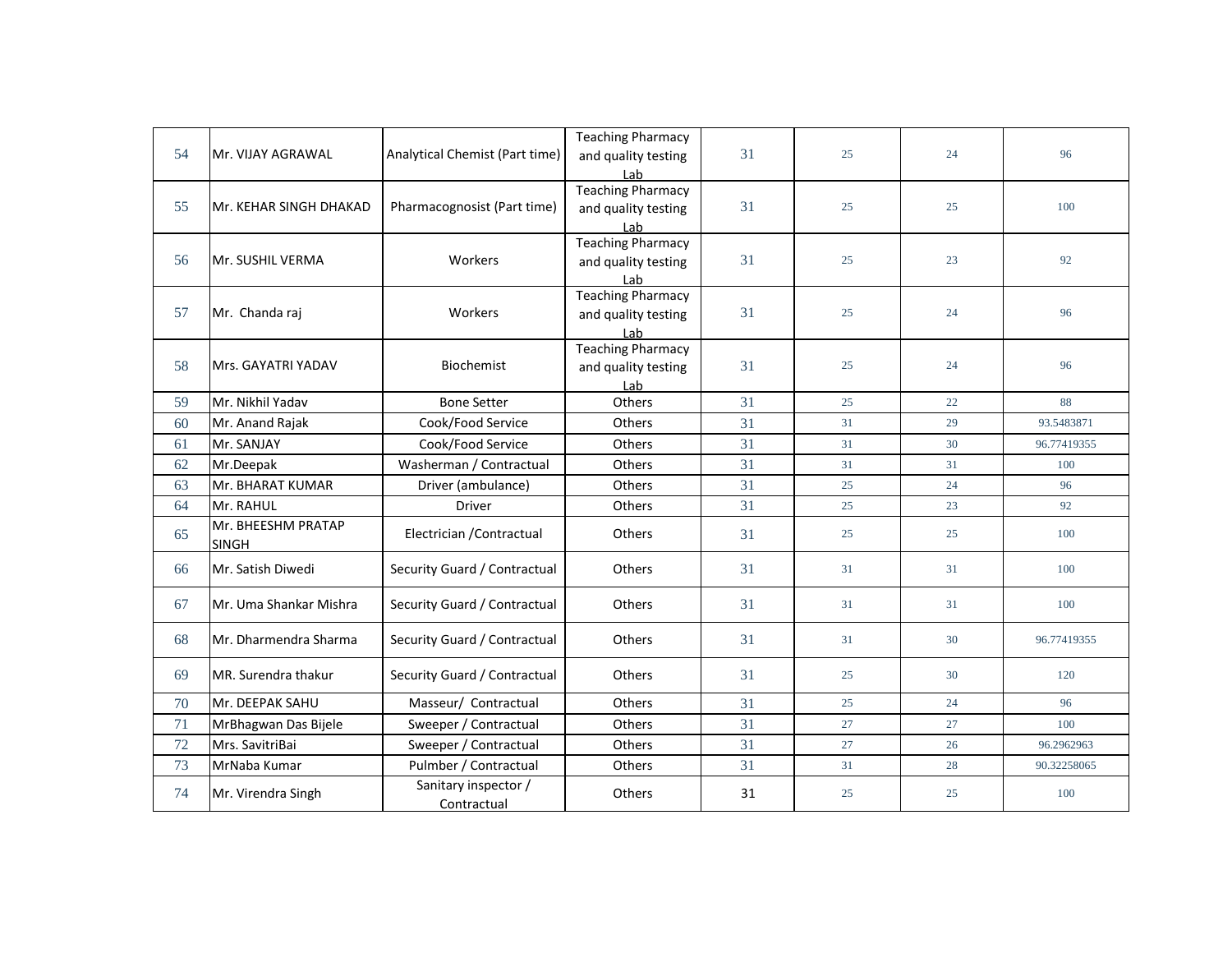| | | | | | | | |
|---|---|---|---|---|---|---|---|
| 54 | Mr. VIJAY AGRAWAL | Analytical Chemist (Part time) | Teaching Pharmacy and quality testing Lab | 31 | 25 | 24 | 96 |
| 55 | Mr. KEHAR SINGH DHAKAD | Pharmacognosist (Part time) | Teaching Pharmacy and quality testing Lab | 31 | 25 | 25 | 100 |
| 56 | Mr. SUSHIL VERMA | Workers | Teaching Pharmacy and quality testing Lab | 31 | 25 | 23 | 92 |
| 57 | Mr. Chanda raj | Workers | Teaching Pharmacy and quality testing Lab | 31 | 25 | 24 | 96 |
| 58 | Mrs. GAYATRI YADAV | Biochemist | Teaching Pharmacy and quality testing Lab | 31 | 25 | 24 | 96 |
| 59 | Mr. Nikhil Yadav | Bone Setter | Others | 31 | 25 | 22 | 88 |
| 60 | Mr. Anand Rajak | Cook/Food Service | Others | 31 | 31 | 29 | 93.5483871 |
| 61 | Mr. SANJAY | Cook/Food Service | Others | 31 | 31 | 30 | 96.77419355 |
| 62 | Mr.Deepak | Washerman / Contractual | Others | 31 | 31 | 31 | 100 |
| 63 | Mr. BHARAT KUMAR | Driver (ambulance) | Others | 31 | 25 | 24 | 96 |
| 64 | Mr. RAHUL | Driver | Others | 31 | 25 | 23 | 92 |
| 65 | Mr. BHEESHM PRATAP SINGH | Electrician /Contractual | Others | 31 | 25 | 25 | 100 |
| 66 | Mr. Satish Diwedi | Security Guard / Contractual | Others | 31 | 31 | 31 | 100 |
| 67 | Mr. Uma Shankar Mishra | Security Guard / Contractual | Others | 31 | 31 | 31 | 100 |
| 68 | Mr. Dharmendra Sharma | Security Guard / Contractual | Others | 31 | 31 | 30 | 96.77419355 |
| 69 | MR. Surendra thakur | Security Guard / Contractual | Others | 31 | 25 | 30 | 120 |
| 70 | Mr. DEEPAK SAHU | Masseur/ Contractual | Others | 31 | 25 | 24 | 96 |
| 71 | MrBhagwan Das Bijele | Sweeper / Contractual | Others | 31 | 27 | 27 | 100 |
| 72 | Mrs. SavitriBai | Sweeper / Contractual | Others | 31 | 27 | 26 | 96.2962963 |
| 73 | MrNaba Kumar | Pulmber / Contractual | Others | 31 | 31 | 28 | 90.32258065 |
| 74 | Mr. Virendra Singh | Sanitary inspector / Contractual | Others | 31 | 25 | 25 | 100 |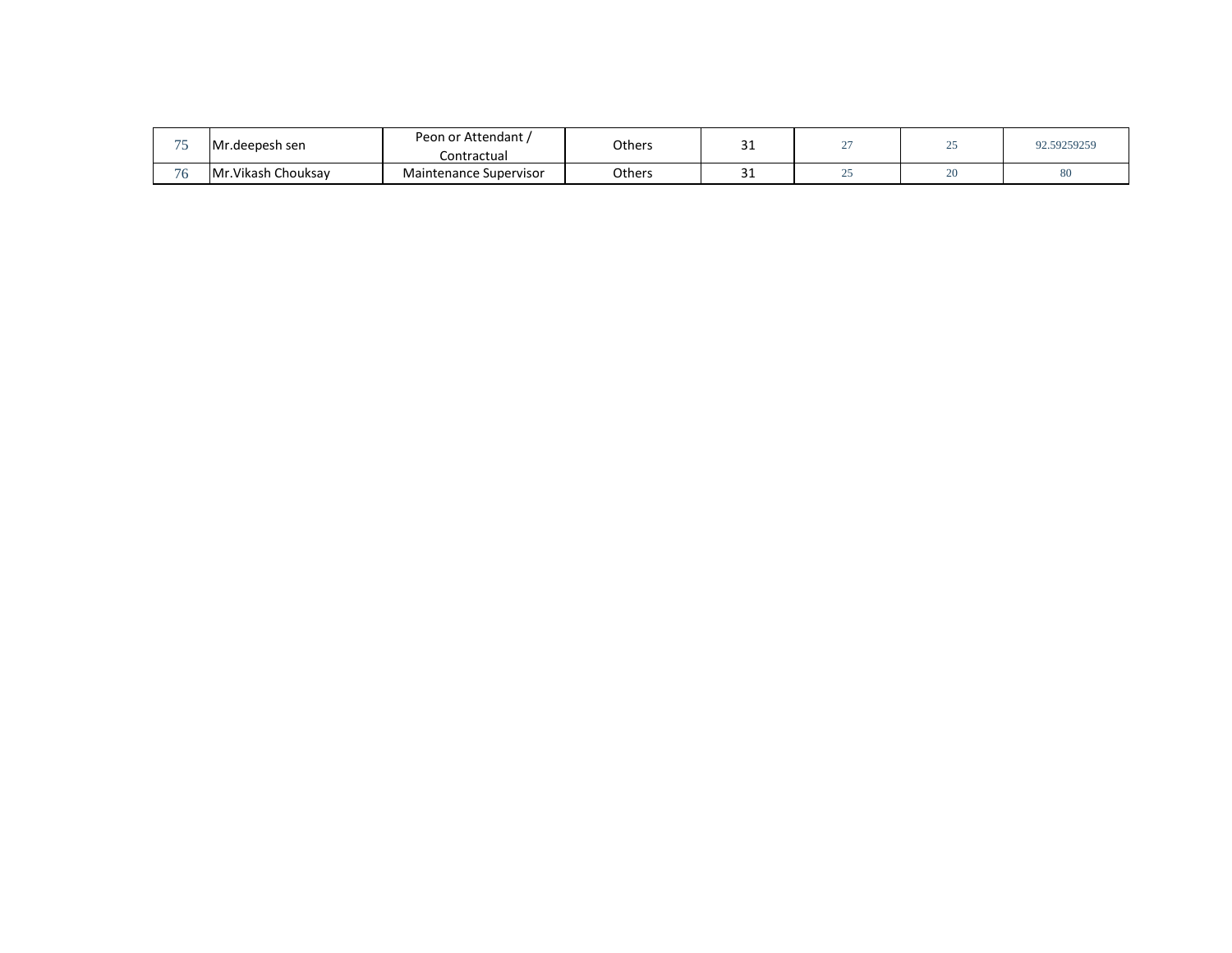| | | | | | | | |
|---|---|---|---|---|---|---|---|
| 75 | Mr.deepesh sen | Peon or Attendant / Contractual | Others | 31 | 27 | 25 | 92.59259259 |
| 76 | Mr.Vikash Chouksay | Maintenance Supervisor | Others | 31 | 25 | 20 | 80 |